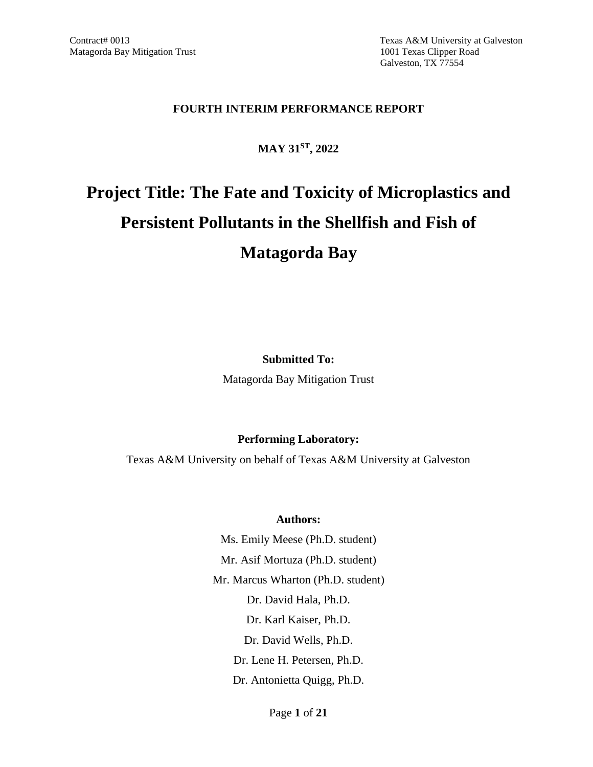Contract# 0013
Matagorda Bay Mitigation Trust

Texas A&M University at Galveston
1001 Texas Clipper Road
Galveston, TX 77554

**FOURTH INTERIM PERFORMANCE REPORT**

**MAY 31ST, 2022**

# Project Title: The Fate and Toxicity of Microplastics and Persistent Pollutants in the Shellfish and Fish of Matagorda Bay

**Submitted To:**

Matagorda Bay Mitigation Trust

**Performing Laboratory:**

Texas A&M University on behalf of Texas A&M University at Galveston

**Authors:**

Ms. Emily Meese (Ph.D. student)

Mr. Asif Mortuza (Ph.D. student)

Mr. Marcus Wharton (Ph.D. student)

Dr. David Hala, Ph.D.

Dr. Karl Kaiser, Ph.D.

Dr. David Wells, Ph.D.

Dr. Lene H. Petersen, Ph.D.

Dr. Antonietta Quigg, Ph.D.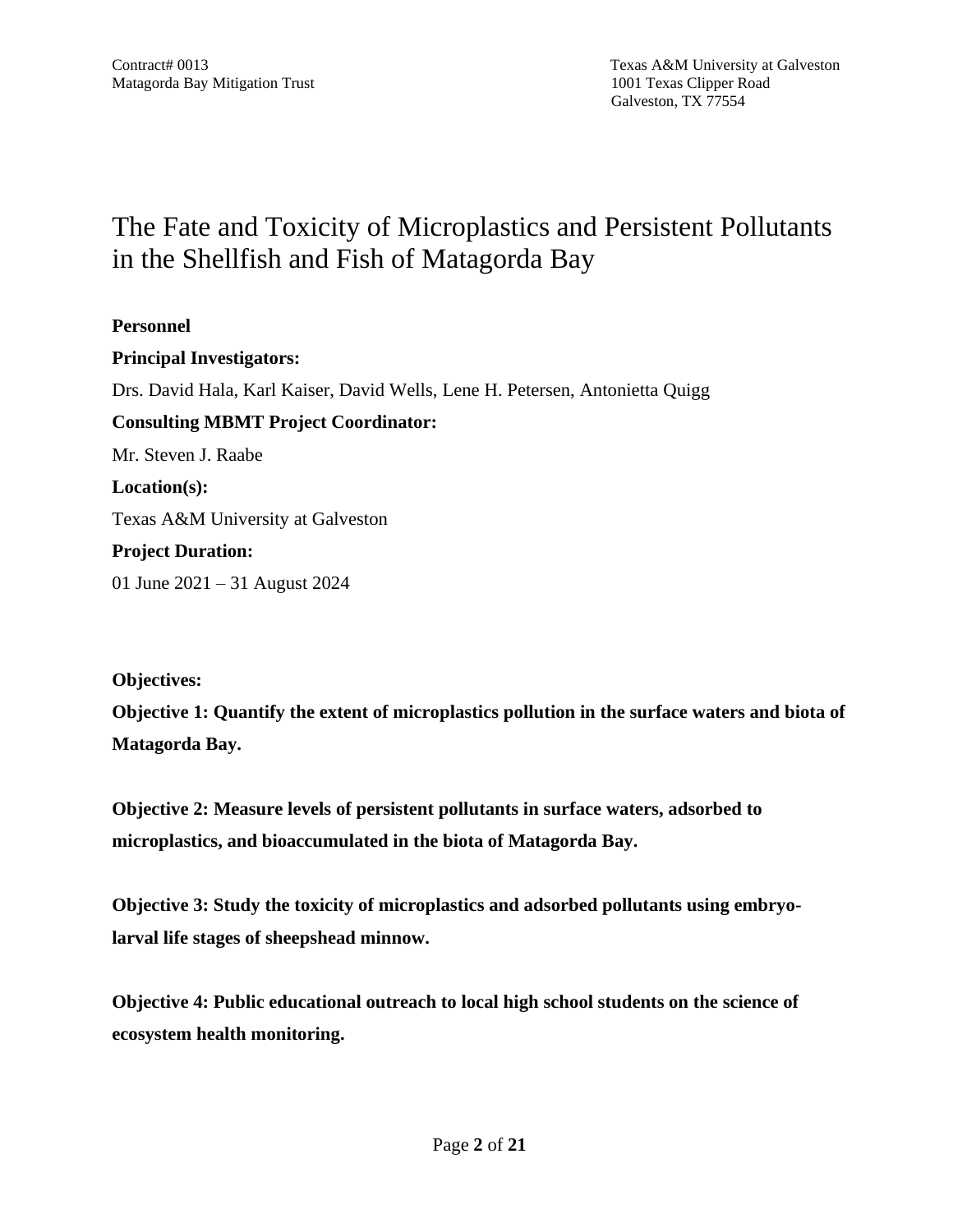Contract# 0013
Matagorda Bay Mitigation Trust

Texas A&M University at Galveston
1001 Texas Clipper Road
Galveston, TX 77554

# The Fate and Toxicity of Microplastics and Persistent Pollutants in the Shellfish and Fish of Matagorda Bay

**Personnel**

**Principal Investigators:**

Drs. David Hala, Karl Kaiser, David Wells, Lene H. Petersen, Antonietta Quigg

**Consulting MBMT Project Coordinator:**

Mr. Steven J. Raabe

**Location(s):**

Texas A&M University at Galveston

**Project Duration:**

01 June 2021 – 31 August 2024

**Objectives:**

**Objective 1: Quantify the extent of microplastics pollution in the surface waters and biota of Matagorda Bay.**

**Objective 2: Measure levels of persistent pollutants in surface waters, adsorbed to microplastics, and bioaccumulated in the biota of Matagorda Bay.**

**Objective 3: Study the toxicity of microplastics and adsorbed pollutants using embryo-larval life stages of sheepshead minnow.**

**Objective 4: Public educational outreach to local high school students on the science of ecosystem health monitoring.**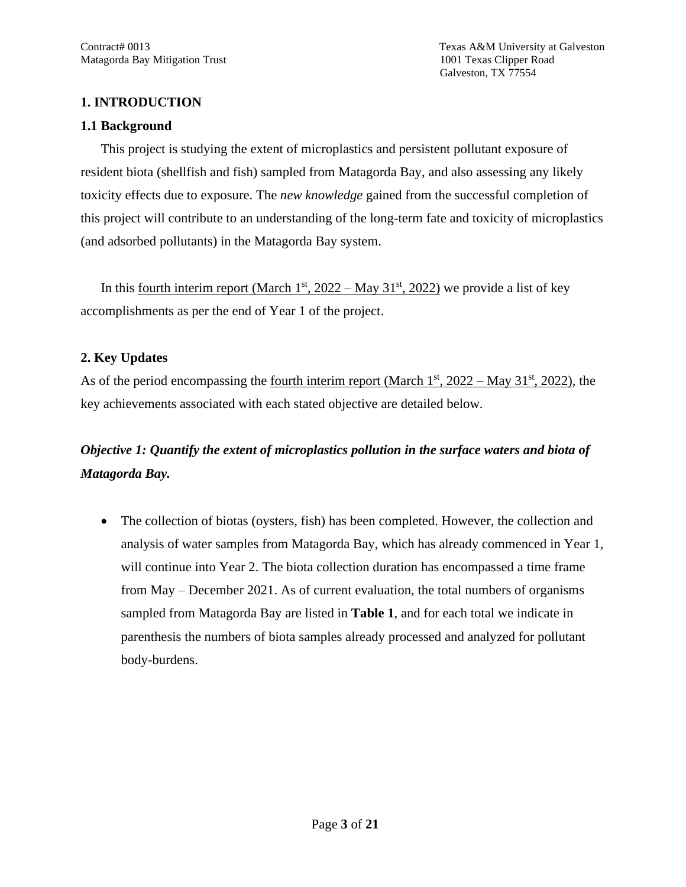## 1. INTRODUCTION

### 1.1 Background

This project is studying the extent of microplastics and persistent pollutant exposure of resident biota (shellfish and fish) sampled from Matagorda Bay, and also assessing any likely toxicity effects due to exposure. The *new knowledge* gained from the successful completion of this project will contribute to an understanding of the long-term fate and toxicity of microplastics (and adsorbed pollutants) in the Matagorda Bay system.

In this fourth interim report (March 1st, 2022 – May 31st, 2022) we provide a list of key accomplishments as per the end of Year 1 of the project.

## 2. Key Updates

As of the period encompassing the fourth interim report (March 1st, 2022 – May 31st, 2022), the key achievements associated with each stated objective are detailed below.

***Objective 1: Quantify the extent of microplastics pollution in the surface waters and biota of Matagorda Bay.***

- The collection of biotas (oysters, fish) has been completed. However, the collection and analysis of water samples from Matagorda Bay, which has already commenced in Year 1, will continue into Year 2. The biota collection duration has encompassed a time frame from May – December 2021. As of current evaluation, the total numbers of organisms sampled from Matagorda Bay are listed in **Table 1**, and for each total we indicate in parenthesis the numbers of biota samples already processed and analyzed for pollutant body-burdens.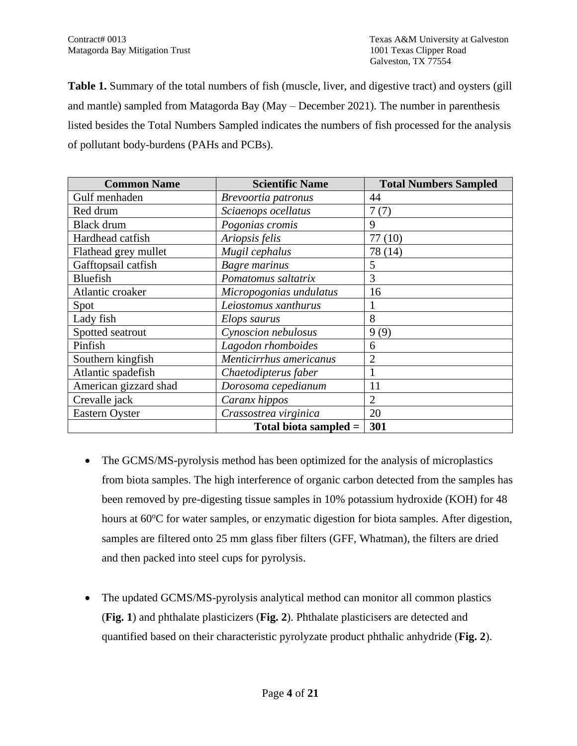**Table 1.** Summary of the total numbers of fish (muscle, liver, and digestive tract) and oysters (gill and mantle) sampled from Matagorda Bay (May – December 2021). The number in parenthesis listed besides the Total Numbers Sampled indicates the numbers of fish processed for the analysis of pollutant body-burdens (PAHs and PCBs).

| Common Name | Scientific Name | Total Numbers Sampled |
|---|---|---|
| Gulf menhaden | *Brevoortia patronus* | 44 |
| Red drum | *Sciaenops ocellatus* | 7 (7) |
| Black drum | *Pogonias cromis* | 9 |
| Hardhead catfish | *Ariopsis felis* | 77 (10) |
| Flathead grey mullet | *Mugil cephalus* | 78 (14) |
| Gafftopsail catfish | *Bagre marinus* | 5 |
| Bluefish | *Pomatomus saltatrix* | 3 |
| Atlantic croaker | *Micropogonias undulatus* | 16 |
| Spot | *Leiostomus xanthurus* | 1 |
| Lady fish | *Elops saurus* | 8 |
| Spotted seatrout | *Cynoscion nebulosus* | 9 (9) |
| Pinfish | *Lagodon rhomboides* | 6 |
| Southern kingfish | *Menticirrhus americanus* | 2 |
| Atlantic spadefish | *Chaetodipterus faber* | 1 |
| American gizzard shad | *Dorosoma cepedianum* | 11 |
| Crevalle jack | *Caranx hippos* | 2 |
| Eastern Oyster | *Crassostrea virginica* | 20 |
| | **Total biota sampled =** | **301** |

- The GCMS/MS-pyrolysis method has been optimized for the analysis of microplastics from biota samples. The high interference of organic carbon detected from the samples has been removed by pre-digesting tissue samples in 10% potassium hydroxide (KOH) for 48 hours at 60$^{o}$C for water samples, or enzymatic digestion for biota samples. After digestion, samples are filtered onto 25 mm glass fiber filters (GFF, Whatman), the filters are dried and then packed into steel cups for pyrolysis.

- The updated GCMS/MS-pyrolysis analytical method can monitor all common plastics (**Fig. 1**) and phthalate plasticizers (**Fig. 2**). Phthalate plasticisers are detected and quantified based on their characteristic pyrolyzate product phthalic anhydride (**Fig. 2**).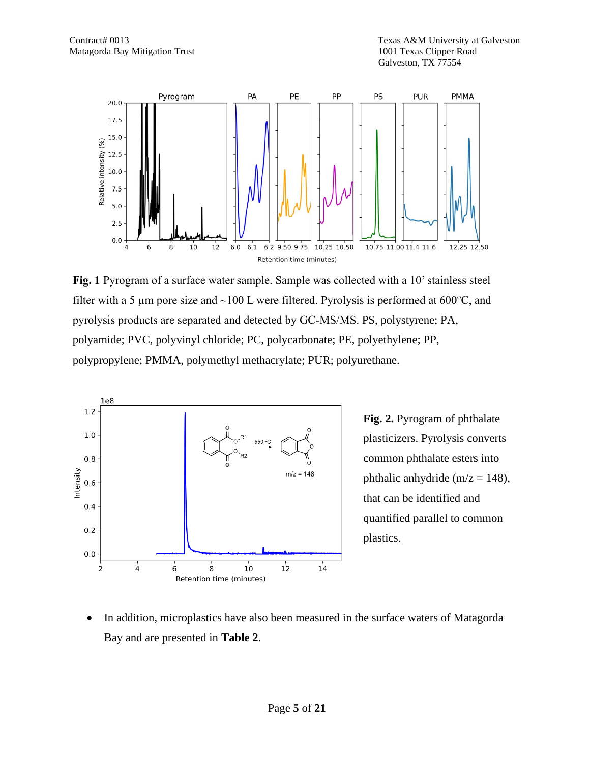**Fig. 1** Pyrogram of a surface water sample. Sample was collected with a 10' stainless steel filter with a 5 µm pore size and ~100 L were filtered. Pyrolysis is performed at 600°C, and pyrolysis products are separated and detected by GC-MS/MS. PS, polystyrene; PA, polyamide; PVC, polyvinyl chloride; PC, polycarbonate; PE, polyethylene; PP, polypropylene; PMMA, polymethyl methacrylate; PUR; polyurethane.

**Fig. 2.** Pyrogram of phthalate plasticizers. Pyrolysis converts common phthalate esters into phthalic anhydride (m/z = 148), that can be identified and quantified parallel to common plastics.

- In addition, microplastics have also been measured in the surface waters of Matagorda Bay and are presented in **Table 2**.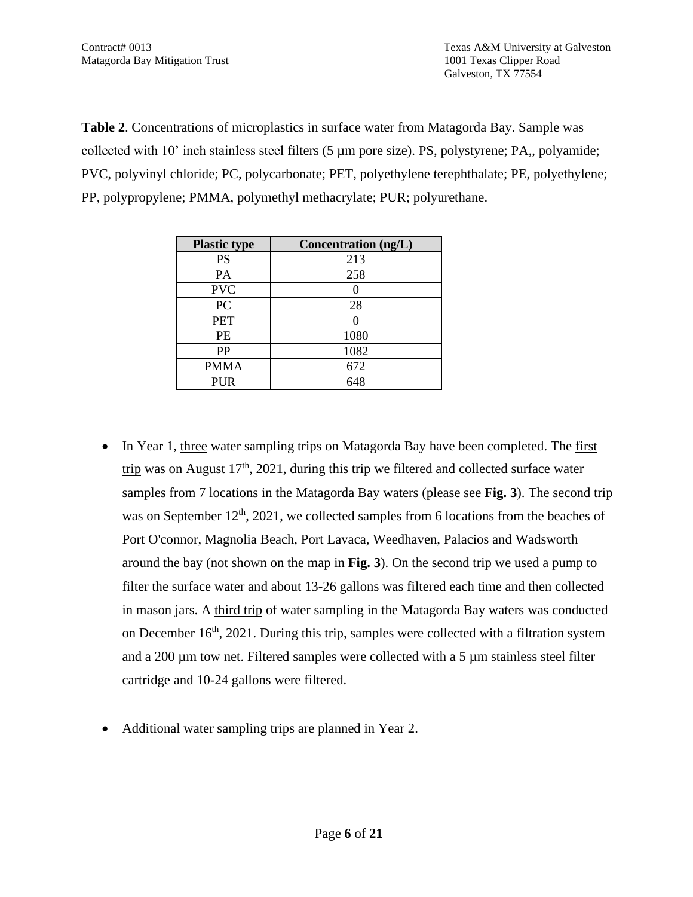**Table 2**. Concentrations of microplastics in surface water from Matagorda Bay. Sample was collected with 10' inch stainless steel filters (5 µm pore size). PS, polystyrene; PA,, polyamide; PVC, polyvinyl chloride; PC, polycarbonate; PET, polyethylene terephthalate; PE, polyethylene; PP, polypropylene; PMMA, polymethyl methacrylate; PUR; polyurethane.

| Plastic type | Concentration (ng/L) |
|---|---|
| PS | 213 |
| PA | 258 |
| PVC | 0 |
| PC | 28 |
| PET | 0 |
| PE | 1080 |
| PP | 1082 |
| PMMA | 672 |
| PUR | 648 |

- In Year 1, <u>three</u> water sampling trips on Matagorda Bay have been completed. The <u>first trip</u> was on August 17th, 2021, during this trip we filtered and collected surface water samples from 7 locations in the Matagorda Bay waters (please see **Fig. 3**). The <u>second trip</u> was on September 12th, 2021, we collected samples from 6 locations from the beaches of Port O'connor, Magnolia Beach, Port Lavaca, Weedhaven, Palacios and Wadsworth around the bay (not shown on the map in **Fig. 3**). On the second trip we used a pump to filter the surface water and about 13-26 gallons was filtered each time and then collected in mason jars. A <u>third trip</u> of water sampling in the Matagorda Bay waters was conducted on December 16th, 2021. During this trip, samples were collected with a filtration system and a 200 µm tow net. Filtered samples were collected with a 5 µm stainless steel filter cartridge and 10-24 gallons were filtered.

- Additional water sampling trips are planned in Year 2.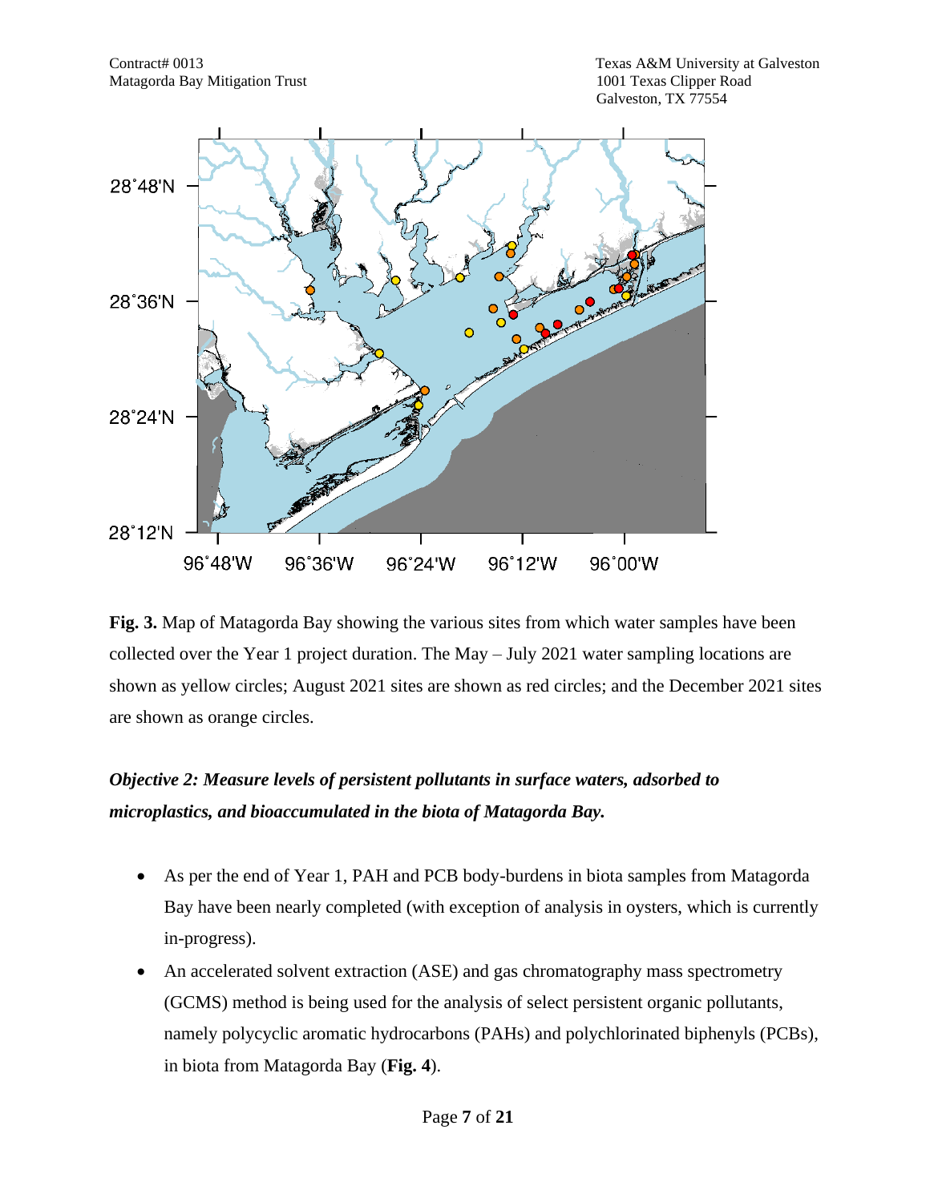**Fig. 3.** Map of Matagorda Bay showing the various sites from which water samples have been collected over the Year 1 project duration. The May – July 2021 water sampling locations are shown as yellow circles; August 2021 sites are shown as red circles; and the December 2021 sites are shown as orange circles.

***Objective 2: Measure levels of persistent pollutants in surface waters, adsorbed to microplastics, and bioaccumulated in the biota of Matagorda Bay.***

- As per the end of Year 1, PAH and PCB body-burdens in biota samples from Matagorda Bay have been nearly completed (with exception of analysis in oysters, which is currently in-progress).
- An accelerated solvent extraction (ASE) and gas chromatography mass spectrometry (GCMS) method is being used for the analysis of select persistent organic pollutants, namely polycyclic aromatic hydrocarbons (PAHs) and polychlorinated biphenyls (PCBs), in biota from Matagorda Bay (**Fig. 4**).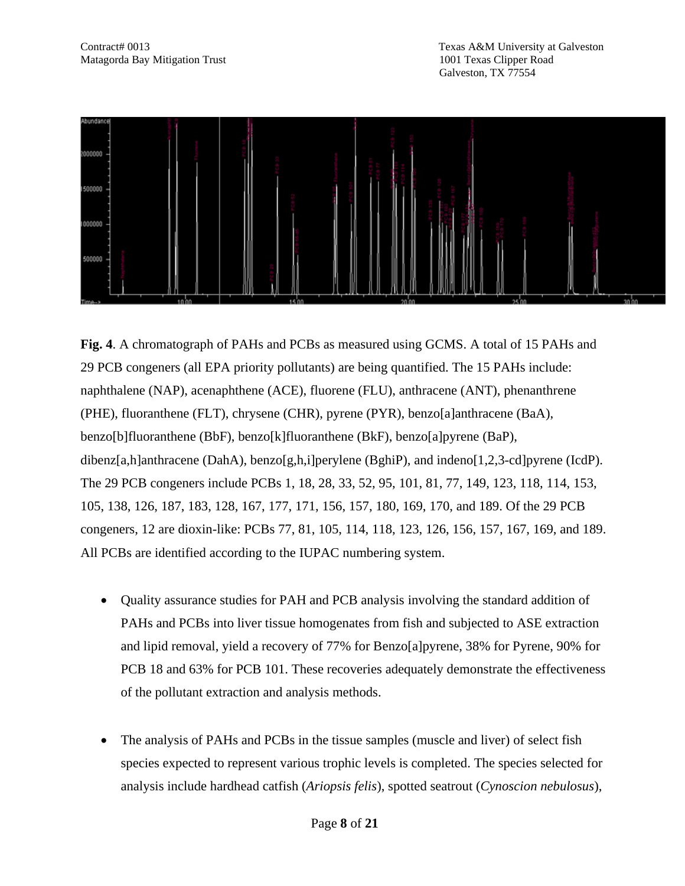**Fig. 4**. A chromatograph of PAHs and PCBs as measured using GCMS. A total of 15 PAHs and 29 PCB congeners (all EPA priority pollutants) are being quantified. The 15 PAHs include: naphthalene (NAP), acenaphthene (ACE), fluorene (FLU), anthracene (ANT), phenanthrene (PHE), fluoranthene (FLT), chrysene (CHR), pyrene (PYR), benzo[a]anthracene (BaA), benzo[b]fluoranthene (BbF), benzo[k]fluoranthene (BkF), benzo[a]pyrene (BaP), dibenz[a,h]anthracene (DahA), benzo[g,h,i]perylene (BghiP), and indeno[1,2,3-cd]pyrene (IcdP). The 29 PCB congeners include PCBs 1, 18, 28, 33, 52, 95, 101, 81, 77, 149, 123, 118, 114, 153, 105, 138, 126, 187, 183, 128, 167, 177, 171, 156, 157, 180, 169, 170, and 189. Of the 29 PCB congeners, 12 are dioxin-like: PCBs 77, 81, 105, 114, 118, 123, 126, 156, 157, 167, 169, and 189. All PCBs are identified according to the IUPAC numbering system.

- Quality assurance studies for PAH and PCB analysis involving the standard addition of PAHs and PCBs into liver tissue homogenates from fish and subjected to ASE extraction and lipid removal, yield a recovery of 77% for Benzo[a]pyrene, 38% for Pyrene, 90% for PCB 18 and 63% for PCB 101. These recoveries adequately demonstrate the effectiveness of the pollutant extraction and analysis methods.

- The analysis of PAHs and PCBs in the tissue samples (muscle and liver) of select fish species expected to represent various trophic levels is completed. The species selected for analysis include hardhead catfish (*Ariopsis felis*), spotted seatrout (*Cynoscion nebulosus*),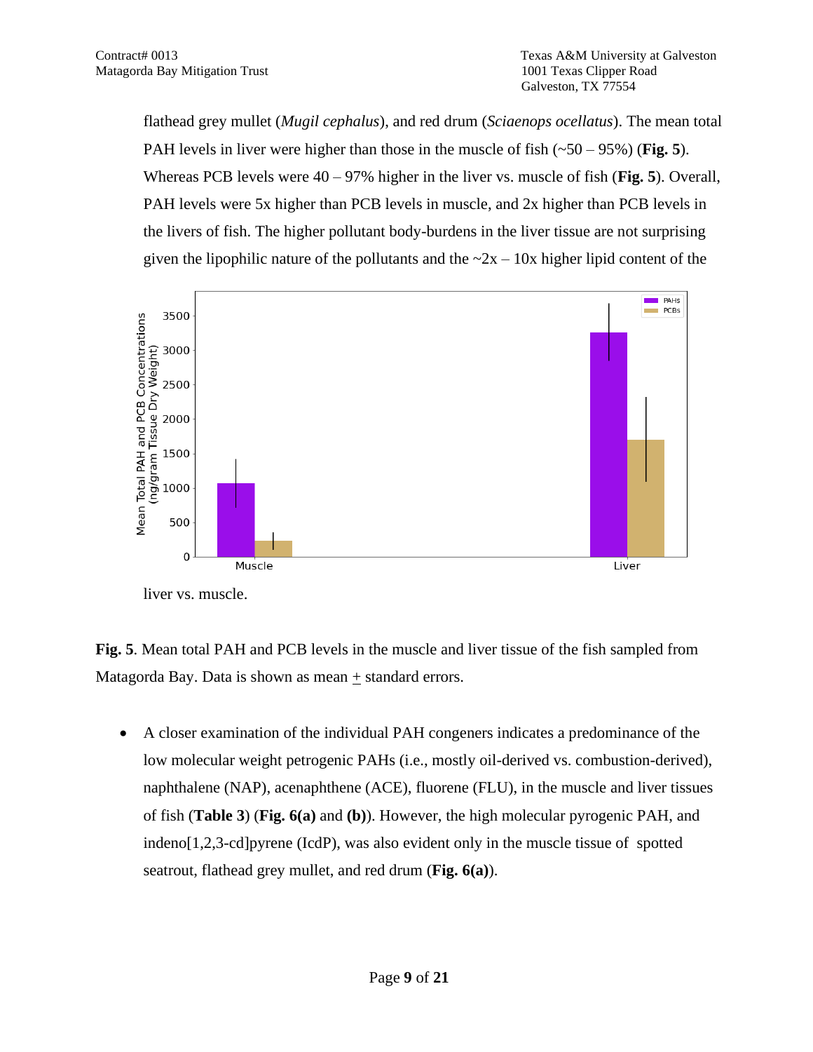flathead grey mullet (*Mugil cephalus*), and red drum (*Sciaenops ocellatus*). The mean total PAH levels in liver were higher than those in the muscle of fish (~50 – 95%) (**Fig. 5**). Whereas PCB levels were 40 – 97% higher in the liver vs. muscle of fish (**Fig. 5**). Overall, PAH levels were 5x higher than PCB levels in muscle, and 2x higher than PCB levels in the livers of fish. The higher pollutant body-burdens in the liver tissue are not surprising given the lipophilic nature of the pollutants and the ~2x – 10x higher lipid content of the liver vs. muscle.

**Fig. 5**. Mean total PAH and PCB levels in the muscle and liver tissue of the fish sampled from Matagorda Bay. Data is shown as mean ± standard errors.

- A closer examination of the individual PAH congeners indicates a predominance of the low molecular weight petrogenic PAHs (i.e., mostly oil-derived vs. combustion-derived), naphthalene (NAP), acenaphthene (ACE), fluorene (FLU), in the muscle and liver tissues of fish (**Table 3**) (**Fig. 6(a)** and **(b)**). However, the high molecular pyrogenic PAH, and indeno[1,2,3-cd]pyrene (IcdP), was also evident only in the muscle tissue of spotted seatrout, flathead grey mullet, and red drum (**Fig. 6(a)**).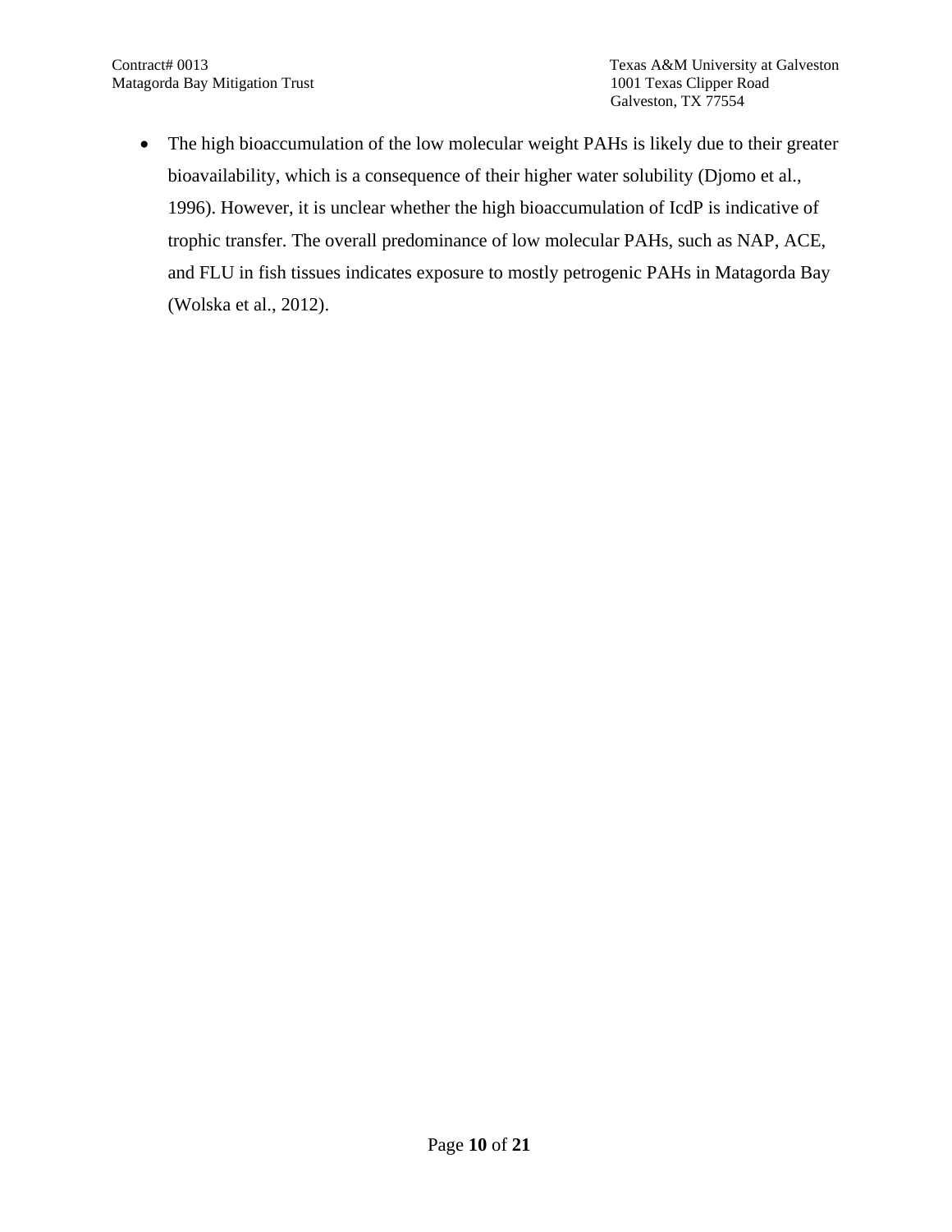- The high bioaccumulation of the low molecular weight PAHs is likely due to their greater bioavailability, which is a consequence of their higher water solubility (Djomo et al., 1996). However, it is unclear whether the high bioaccumulation of IcdP is indicative of trophic transfer. The overall predominance of low molecular PAHs, such as NAP, ACE, and FLU in fish tissues indicates exposure to mostly petrogenic PAHs in Matagorda Bay (Wolska et al., 2012).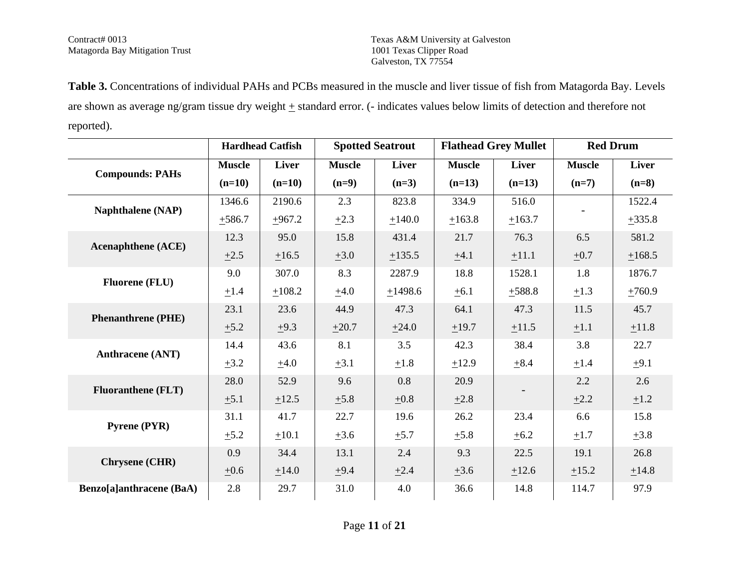**Table 3.** Concentrations of individual PAHs and PCBs measured in the muscle and liver tissue of fish from Matagorda Bay. Levels are shown as average ng/gram tissue dry weight ± standard error. (- indicates values below limits of detection and therefore not reported).

| | Hardhead Catfish | | Spotted Seatrout | | Flathead Grey Mullet | | Red Drum | |
|---|---|---|---|---|---|---|---|---|
| **Compounds: PAHs** | **Muscle (n=10)** | **Liver (n=10)** | **Muscle (n=9)** | **Liver (n=3)** | **Muscle (n=13)** | **Liver (n=13)** | **Muscle (n=7)** | **Liver (n=8)** |
| **Naphthalene (NAP)** | 1346.6 ±586.7 | 2190.6 ±967.2 | 2.3 ±2.3 | 823.8 ±140.0 | 334.9 ±163.8 | 516.0 ±163.7 | - | 1522.4 ±335.8 |
| **Acenaphthene (ACE)** | 12.3 ±2.5 | 95.0 ±16.5 | 15.8 ±3.0 | 431.4 ±135.5 | 21.7 ±4.1 | 76.3 ±11.1 | 6.5 ±0.7 | 581.2 ±168.5 |
| **Fluorene (FLU)** | 9.0 ±1.4 | 307.0 ±108.2 | 8.3 ±4.0 | 2287.9 ±1498.6 | 18.8 ±6.1 | 1528.1 ±588.8 | 1.8 ±1.3 | 1876.7 ±760.9 |
| **Phenanthrene (PHE)** | 23.1 ±5.2 | 23.6 ±9.3 | 44.9 ±20.7 | 47.3 ±24.0 | 64.1 ±19.7 | 47.3 ±11.5 | 11.5 ±1.1 | 45.7 ±11.8 |
| **Anthracene (ANT)** | 14.4 ±3.2 | 43.6 ±4.0 | 8.1 ±3.1 | 3.5 ±1.8 | 42.3 ±12.9 | 38.4 ±8.4 | 3.8 ±1.4 | 22.7 ±9.1 |
| **Fluoranthene (FLT)** | 28.0 ±5.1 | 52.9 ±12.5 | 9.6 ±5.8 | 0.8 ±0.8 | 20.9 ±2.8 | - | 2.2 ±2.2 | 2.6 ±1.2 |
| **Pyrene (PYR)** | 31.1 ±5.2 | 41.7 ±10.1 | 22.7 ±3.6 | 19.6 ±5.7 | 26.2 ±5.8 | 23.4 ±6.2 | 6.6 ±1.7 | 15.8 ±3.8 |
| **Chrysene (CHR)** | 0.9 ±0.6 | 34.4 ±14.0 | 13.1 ±9.4 | 2.4 ±2.4 | 9.3 ±3.6 | 22.5 ±12.6 | 19.1 ±15.2 | 26.8 ±14.8 |
| **Benzo[a]anthracene (BaA)** | 2.8 | 29.7 | 31.0 | 4.0 | 36.6 | 14.8 | 114.7 | 97.9 |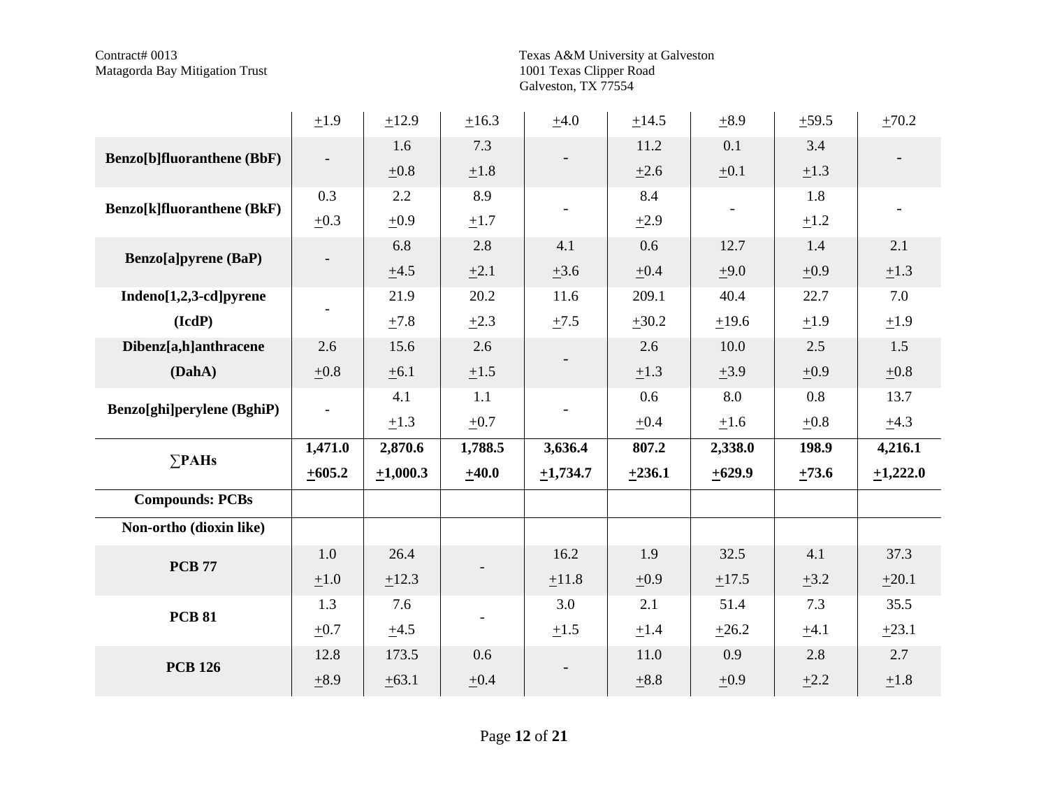| | | | | | | | | |
|---|---|---|---|---|---|---|---|---|
| | ±1.9 | ±12.9 | ±16.3 | ±4.0 | ±14.5 | ±8.9 | ±59.5 | ±70.2 |
| **Benzo[b]fluoranthene (BbF)** | - | 1.6 ±0.8 | 7.3 ±1.8 | - | 11.2 ±2.6 | 0.1 ±0.1 | 3.4 ±1.3 | - |
| **Benzo[k]fluoranthene (BkF)** | 0.3 ±0.3 | 2.2 ±0.9 | 8.9 ±1.7 | - | 8.4 ±2.9 | - | 1.8 ±1.2 | - |
| **Benzo[a]pyrene (BaP)** | - | 6.8 ±4.5 | 2.8 ±2.1 | 4.1 ±3.6 | 0.6 ±0.4 | 12.7 ±9.0 | 1.4 ±0.9 | 2.1 ±1.3 |
| **Indeno[1,2,3-cd]pyrene (IcdP)** | - | 21.9 ±7.8 | 20.2 ±2.3 | 11.6 ±7.5 | 209.1 ±30.2 | 40.4 ±19.6 | 22.7 ±1.9 | 7.0 ±1.9 |
| **Dibenz[a,h]anthracene (DahA)** | 2.6 ±0.8 | 15.6 ±6.1 | 2.6 ±1.5 | - | 2.6 ±1.3 | 10.0 ±3.9 | 2.5 ±0.9 | 1.5 ±0.8 |
| **Benzo[ghi]perylene (BghiP)** | - | 4.1 ±1.3 | 1.1 ±0.7 | - | 0.6 ±0.4 | 8.0 ±1.6 | 0.8 ±0.8 | 13.7 ±4.3 |
| **∑PAHs** | **1,471.0 ±605.2** | **2,870.6 ±1,000.3** | **1,788.5 ±40.0** | **3,636.4 ±1,734.7** | **807.2 ±236.1** | **2,338.0 ±629.9** | **198.9 ±73.6** | **4,216.1 ±1,222.0** |
| **Compounds: PCBs** | | | | | | | | |
| **Non-ortho (dioxin like)** | | | | | | | | |
| **PCB 77** | 1.0 ±1.0 | 26.4 ±12.3 | - | 16.2 ±11.8 | 1.9 ±0.9 | 32.5 ±17.5 | 4.1 ±3.2 | 37.3 ±20.1 |
| **PCB 81** | 1.3 ±0.7 | 7.6 ±4.5 | - | 3.0 ±1.5 | 2.1 ±1.4 | 51.4 ±26.2 | 7.3 ±4.1 | 35.5 ±23.1 |
| **PCB 126** | 12.8 ±8.9 | 173.5 ±63.1 | 0.6 ±0.4 | - | 11.0 ±8.8 | 0.9 ±0.9 | 2.8 ±2.2 | 2.7 ±1.8 |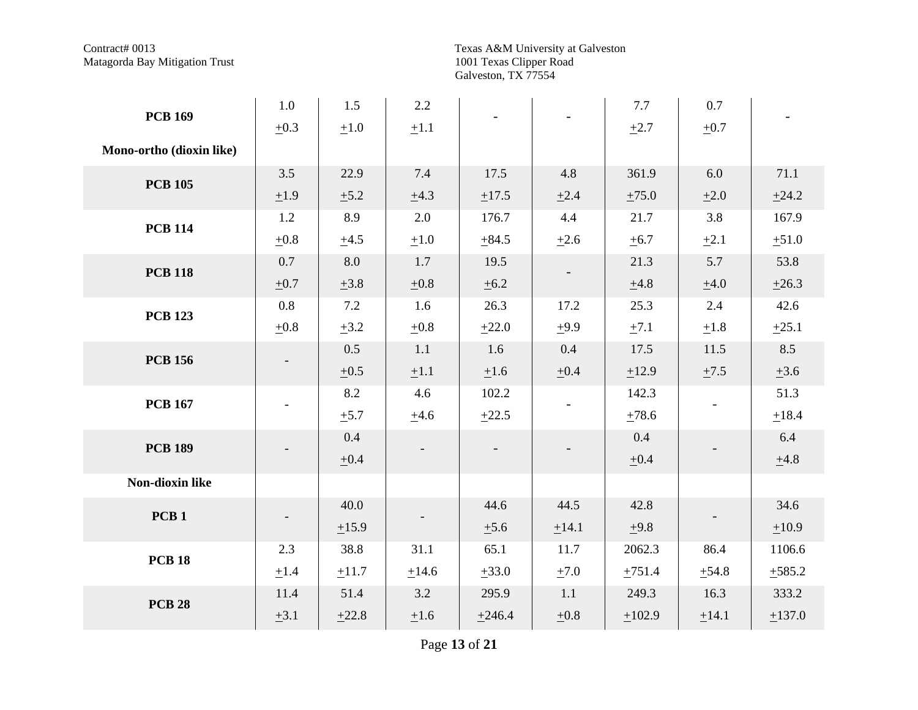| | | | | | | | | |
|---|---|---|---|---|---|---|---|---|
| **PCB 169** | 1.0 ±0.3 | 1.5 ±1.0 | 2.2 ±1.1 | - | - | 7.7 ±2.7 | 0.7 ±0.7 | - |
| **Mono-ortho (dioxin like)** | | | | | | | | |
| **PCB 105** | 3.5 ±1.9 | 22.9 ±5.2 | 7.4 ±4.3 | 17.5 ±17.5 | 4.8 ±2.4 | 361.9 ±75.0 | 6.0 ±2.0 | 71.1 ±24.2 |
| **PCB 114** | 1.2 ±0.8 | 8.9 ±4.5 | 2.0 ±1.0 | 176.7 ±84.5 | 4.4 ±2.6 | 21.7 ±6.7 | 3.8 ±2.1 | 167.9 ±51.0 |
| **PCB 118** | 0.7 ±0.7 | 8.0 ±3.8 | 1.7 ±0.8 | 19.5 ±6.2 | - | 21.3 ±4.8 | 5.7 ±4.0 | 53.8 ±26.3 |
| **PCB 123** | 0.8 ±0.8 | 7.2 ±3.2 | 1.6 ±0.8 | 26.3 ±22.0 | 17.2 ±9.9 | 25.3 ±7.1 | 2.4 ±1.8 | 42.6 ±25.1 |
| **PCB 156** | - | 0.5 ±0.5 | 1.1 ±1.1 | 1.6 ±1.6 | 0.4 ±0.4 | 17.5 ±12.9 | 11.5 ±7.5 | 8.5 ±3.6 |
| **PCB 167** | - | 8.2 ±5.7 | 4.6 ±4.6 | 102.2 ±22.5 | - | 142.3 ±78.6 | - | 51.3 ±18.4 |
| **PCB 189** | - | 0.4 ±0.4 | - | - | - | 0.4 ±0.4 | - | 6.4 ±4.8 |
| **Non-dioxin like** | | | | | | | | |
| **PCB 1** | - | 40.0 ±15.9 | - | 44.6 ±5.6 | 44.5 ±14.1 | 42.8 ±9.8 | - | 34.6 ±10.9 |
| **PCB 18** | 2.3 ±1.4 | 38.8 ±11.7 | 31.1 ±14.6 | 65.1 ±33.0 | 11.7 ±7.0 | 2062.3 ±751.4 | 86.4 ±54.8 | 1106.6 ±585.2 |
| **PCB 28** | 11.4 ±3.1 | 51.4 ±22.8 | 3.2 ±1.6 | 295.9 ±246.4 | 1.1 ±0.8 | 249.3 ±102.9 | 16.3 ±14.1 | 333.2 ±137.0 |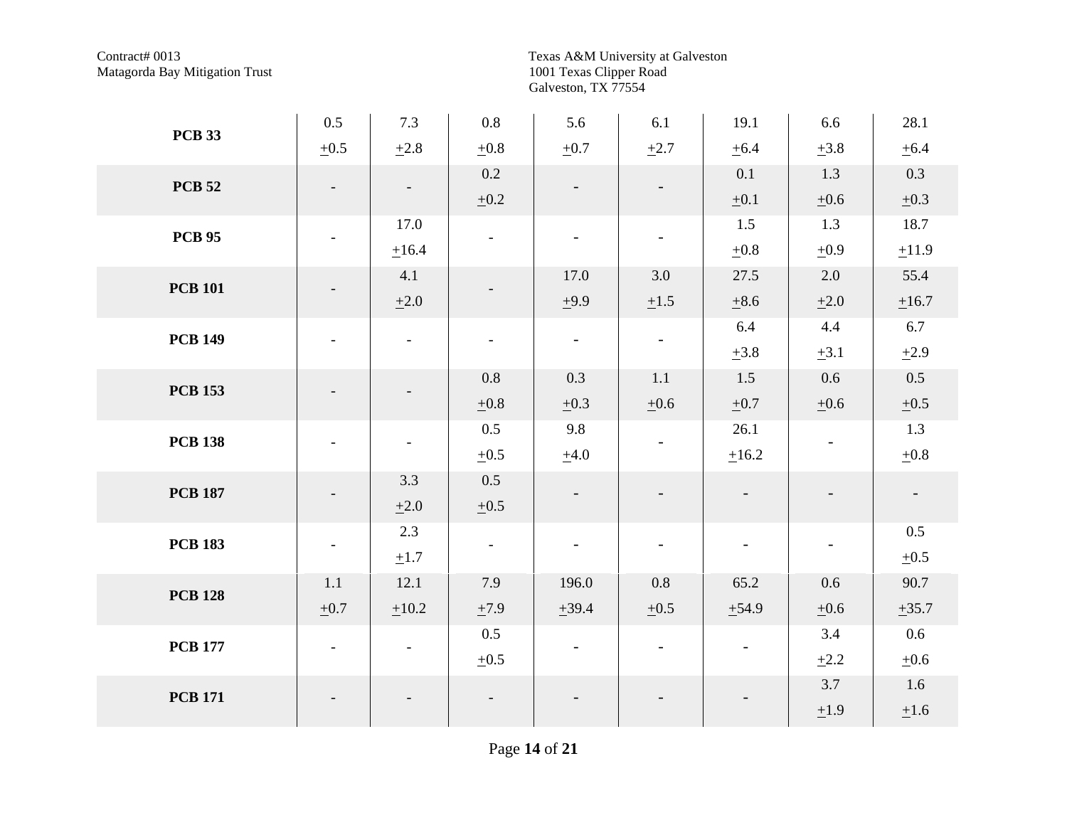| | | | | | | | | |
|---|---|---|---|---|---|---|---|---|
| **PCB 33** | 0.5 ±0.5 | 7.3 ±2.8 | 0.8 ±0.8 | 5.6 ±0.7 | 6.1 ±2.7 | 19.1 ±6.4 | 6.6 ±3.8 | 28.1 ±6.4 |
| **PCB 52** | - | - | 0.2 ±0.2 | - | - | 0.1 ±0.1 | 1.3 ±0.6 | 0.3 ±0.3 |
| **PCB 95** | - | 17.0 ±16.4 | - | - | - | 1.5 ±0.8 | 1.3 ±0.9 | 18.7 ±11.9 |
| **PCB 101** | - | 4.1 ±2.0 | - | 17.0 ±9.9 | 3.0 ±1.5 | 27.5 ±8.6 | 2.0 ±2.0 | 55.4 ±16.7 |
| **PCB 149** | - | - | - | - | - | 6.4 ±3.8 | 4.4 ±3.1 | 6.7 ±2.9 |
| **PCB 153** | - | - | 0.8 ±0.8 | 0.3 ±0.3 | 1.1 ±0.6 | 1.5 ±0.7 | 0.6 ±0.6 | 0.5 ±0.5 |
| **PCB 138** | - | - | 0.5 ±0.5 | 9.8 ±4.0 | - | 26.1 ±16.2 | - | 1.3 ±0.8 |
| **PCB 187** | - | 3.3 ±2.0 | 0.5 ±0.5 | - | - | - | - | - |
| **PCB 183** | - | 2.3 ±1.7 | - | - | - | - | - | 0.5 ±0.5 |
| **PCB 128** | 1.1 ±0.7 | 12.1 ±10.2 | 7.9 ±7.9 | 196.0 ±39.4 | 0.8 ±0.5 | 65.2 ±54.9 | 0.6 ±0.6 | 90.7 ±35.7 |
| **PCB 177** | - | - | 0.5 ±0.5 | - | - | - | 3.4 ±2.2 | 0.6 ±0.6 |
| **PCB 171** | - | - | - | - | - | - | 3.7 ±1.9 | 1.6 ±1.6 |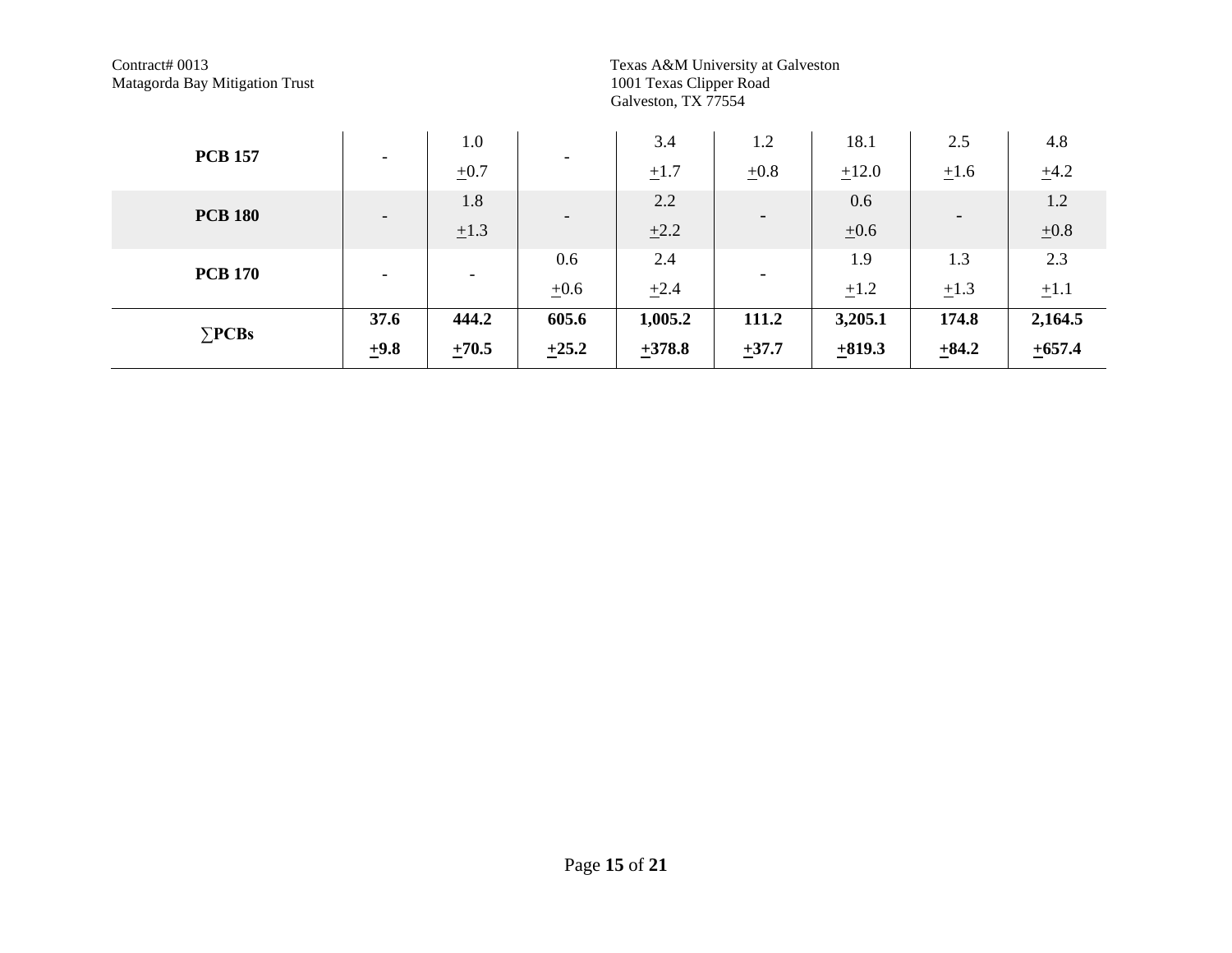| | | | | | | | | |
|---|---|---|---|---|---|---|---|---|
| **PCB 157** | - | 1.0 ±0.7 | - | 3.4 ±1.7 | 1.2 ±0.8 | 18.1 ±12.0 | 2.5 ±1.6 | 4.8 ±4.2 |
| **PCB 180** | - | 1.8 ±1.3 | - | 2.2 ±2.2 | - | 0.6 ±0.6 | - | 1.2 ±0.8 |
| **PCB 170** | - | - | 0.6 ±0.6 | 2.4 ±2.4 | - | 1.9 ±1.2 | 1.3 ±1.3 | 2.3 ±1.1 |
| **∑PCBs** | **37.6 ±9.8** | **444.2 ±70.5** | **605.6 ±25.2** | **1,005.2 ±378.8** | **111.2 ±37.7** | **3,205.1 ±819.3** | **174.8 ±84.2** | **2,164.5 ±657.4** |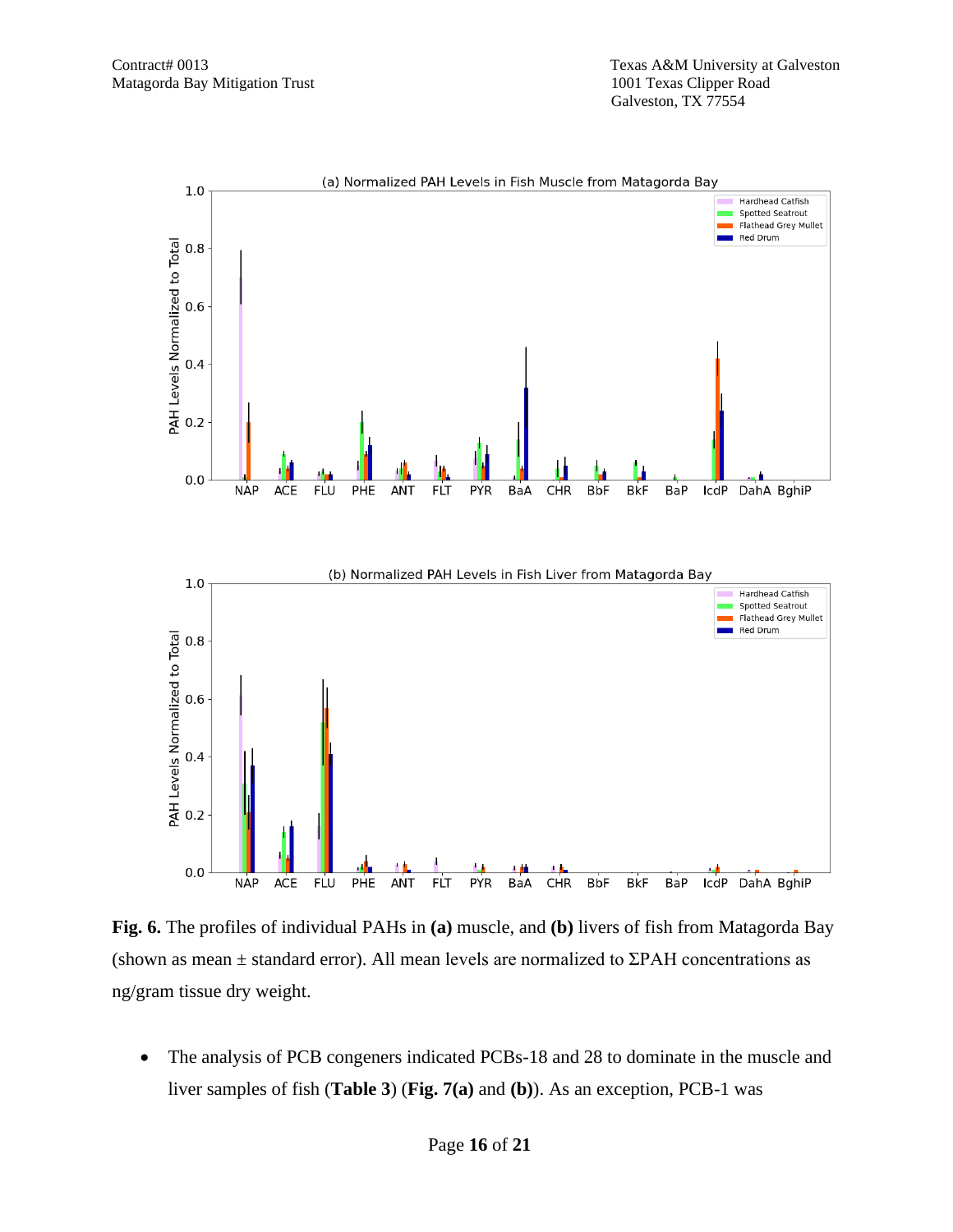**Fig. 6.** The profiles of individual PAHs in **(a)** muscle, and **(b)** livers of fish from Matagorda Bay (shown as mean ± standard error). All mean levels are normalized to ΣPAH concentrations as ng/gram tissue dry weight.

- The analysis of PCB congeners indicated PCBs-18 and 28 to dominate in the muscle and liver samples of fish (**Table 3**) (**Fig. 7(a)** and **(b)**). As an exception, PCB-1 was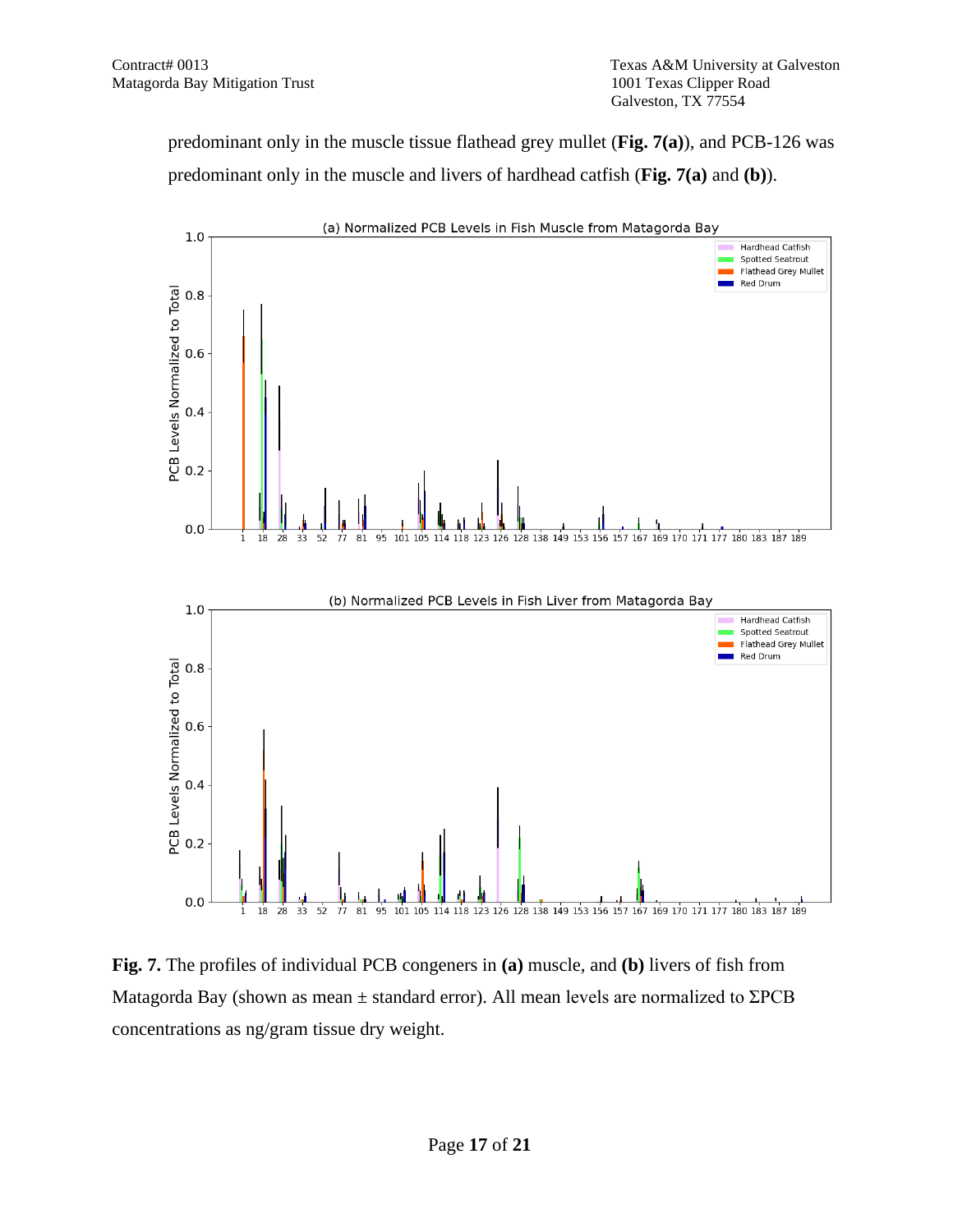predominant only in the muscle tissue flathead grey mullet (**Fig. 7(a)**), and PCB-126 was predominant only in the muscle and livers of hardhead catfish (**Fig. 7(a)** and **(b)**).

**Fig. 7.** The profiles of individual PCB congeners in **(a)** muscle, and **(b)** livers of fish from Matagorda Bay (shown as mean ± standard error). All mean levels are normalized to ΣPCB concentrations as ng/gram tissue dry weight.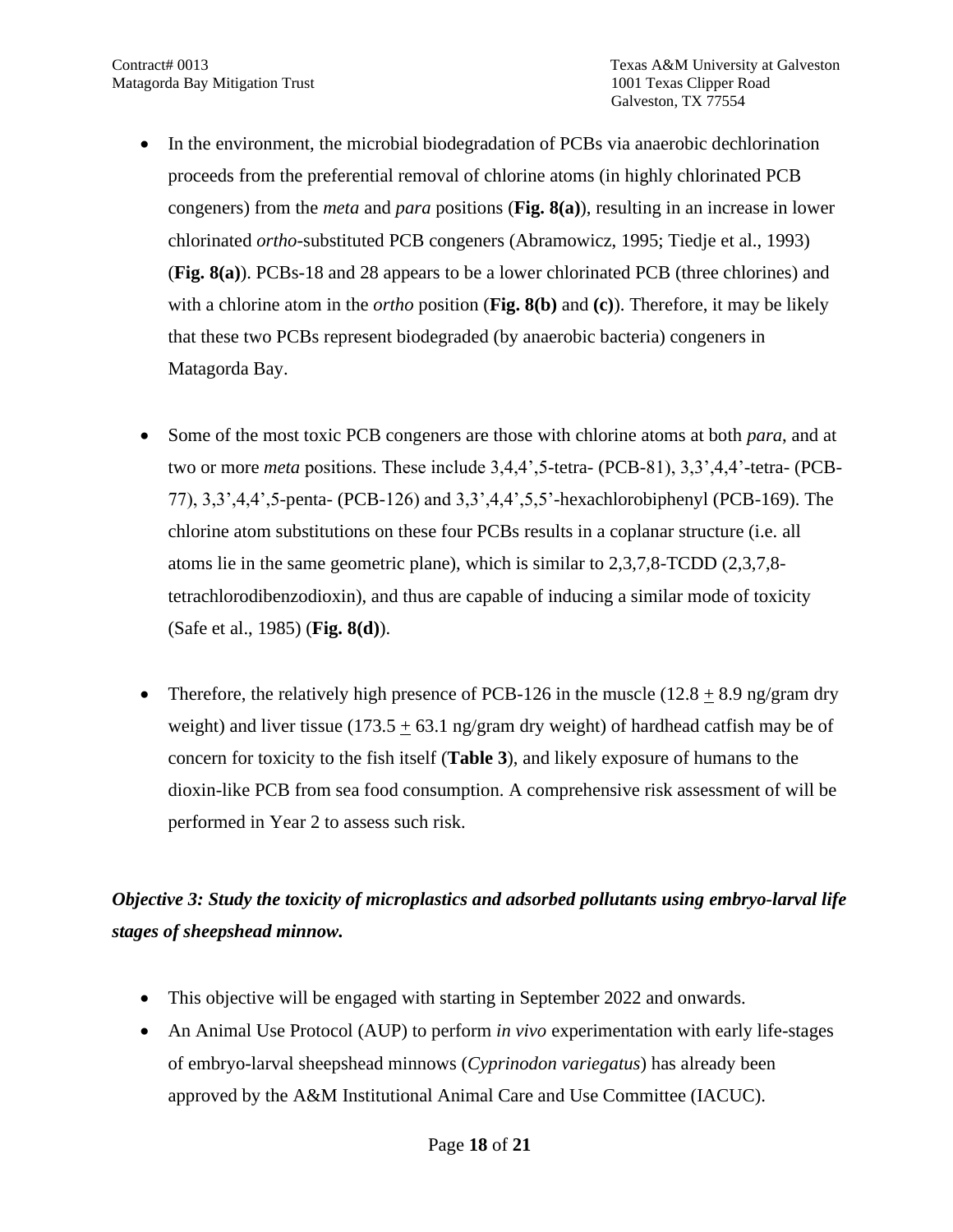- In the environment, the microbial biodegradation of PCBs via anaerobic dechlorination proceeds from the preferential removal of chlorine atoms (in highly chlorinated PCB congeners) from the *meta* and *para* positions (**Fig. 8(a)**), resulting in an increase in lower chlorinated *ortho*-substituted PCB congeners (Abramowicz, 1995; Tiedje et al., 1993) (**Fig. 8(a)**). PCBs-18 and 28 appears to be a lower chlorinated PCB (three chlorines) and with a chlorine atom in the *ortho* position (**Fig. 8(b)** and **(c)**). Therefore, it may be likely that these two PCBs represent biodegraded (by anaerobic bacteria) congeners in Matagorda Bay.

- Some of the most toxic PCB congeners are those with chlorine atoms at both *para*, and at two or more *meta* positions. These include 3,4,4',5-tetra- (PCB-81), 3,3',4,4'-tetra- (PCB-77), 3,3',4,4',5-penta- (PCB-126) and 3,3',4,4',5,5'-hexachlorobiphenyl (PCB-169). The chlorine atom substitutions on these four PCBs results in a coplanar structure (i.e. all atoms lie in the same geometric plane), which is similar to 2,3,7,8-TCDD (2,3,7,8-tetrachlorodibenzodioxin), and thus are capable of inducing a similar mode of toxicity (Safe et al., 1985) (**Fig. 8(d)**).

- Therefore, the relatively high presence of PCB-126 in the muscle ($12.8 \pm 8.9$ ng/gram dry weight) and liver tissue ($173.5 \pm 63.1$ ng/gram dry weight) of hardhead catfish may be of concern for toxicity to the fish itself (**Table 3**), and likely exposure of humans to the dioxin-like PCB from sea food consumption. A comprehensive risk assessment of will be performed in Year 2 to assess such risk.

***Objective 3: Study the toxicity of microplastics and adsorbed pollutants using embryo-larval life stages of sheepshead minnow.***

- This objective will be engaged with starting in September 2022 and onwards.
- An Animal Use Protocol (AUP) to perform *in vivo* experimentation with early life-stages of embryo-larval sheepshead minnows (*Cyprinodon variegatus*) has already been approved by the A&M Institutional Animal Care and Use Committee (IACUC).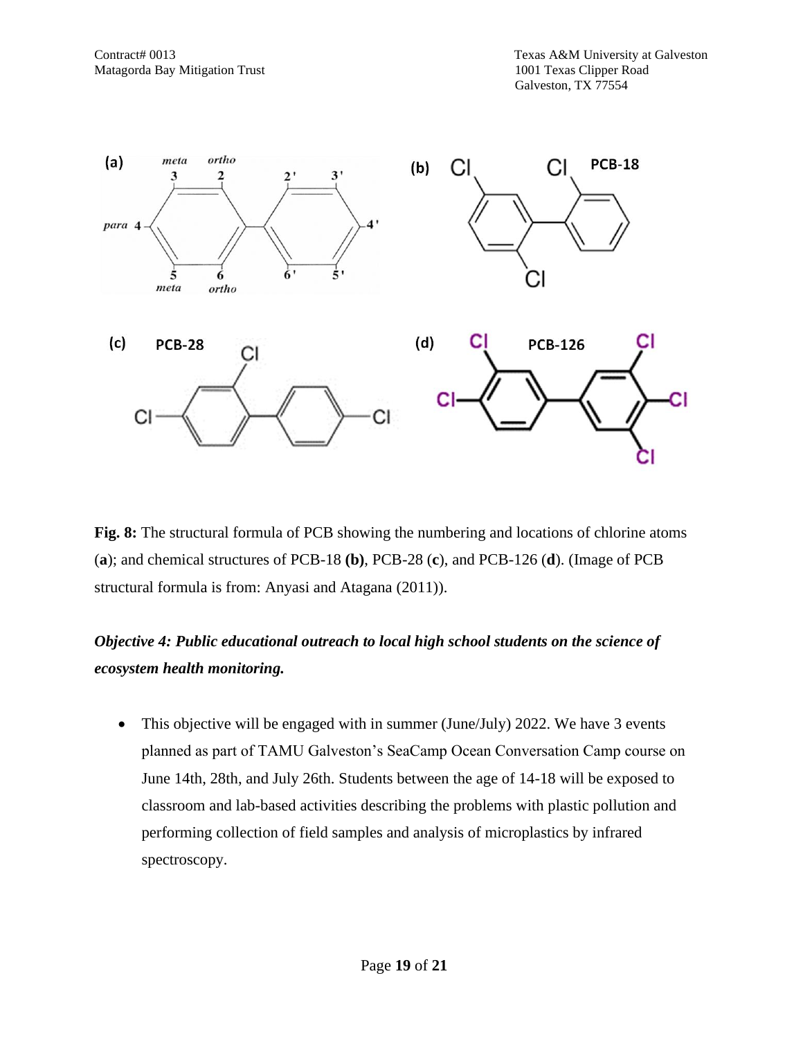**Fig. 8:** The structural formula of PCB showing the numbering and locations of chlorine atoms (**a**); and chemical structures of PCB-18 **(b)**, PCB-28 (**c**), and PCB-126 (**d**). (Image of PCB structural formula is from: Anyasi and Atagana (2011)).

***Objective 4: Public educational outreach to local high school students on the science of ecosystem health monitoring.***

- This objective will be engaged with in summer (June/July) 2022. We have 3 events planned as part of TAMU Galveston's SeaCamp Ocean Conversation Camp course on June 14th, 28th, and July 26th. Students between the age of 14-18 will be exposed to classroom and lab-based activities describing the problems with plastic pollution and performing collection of field samples and analysis of microplastics by infrared spectroscopy.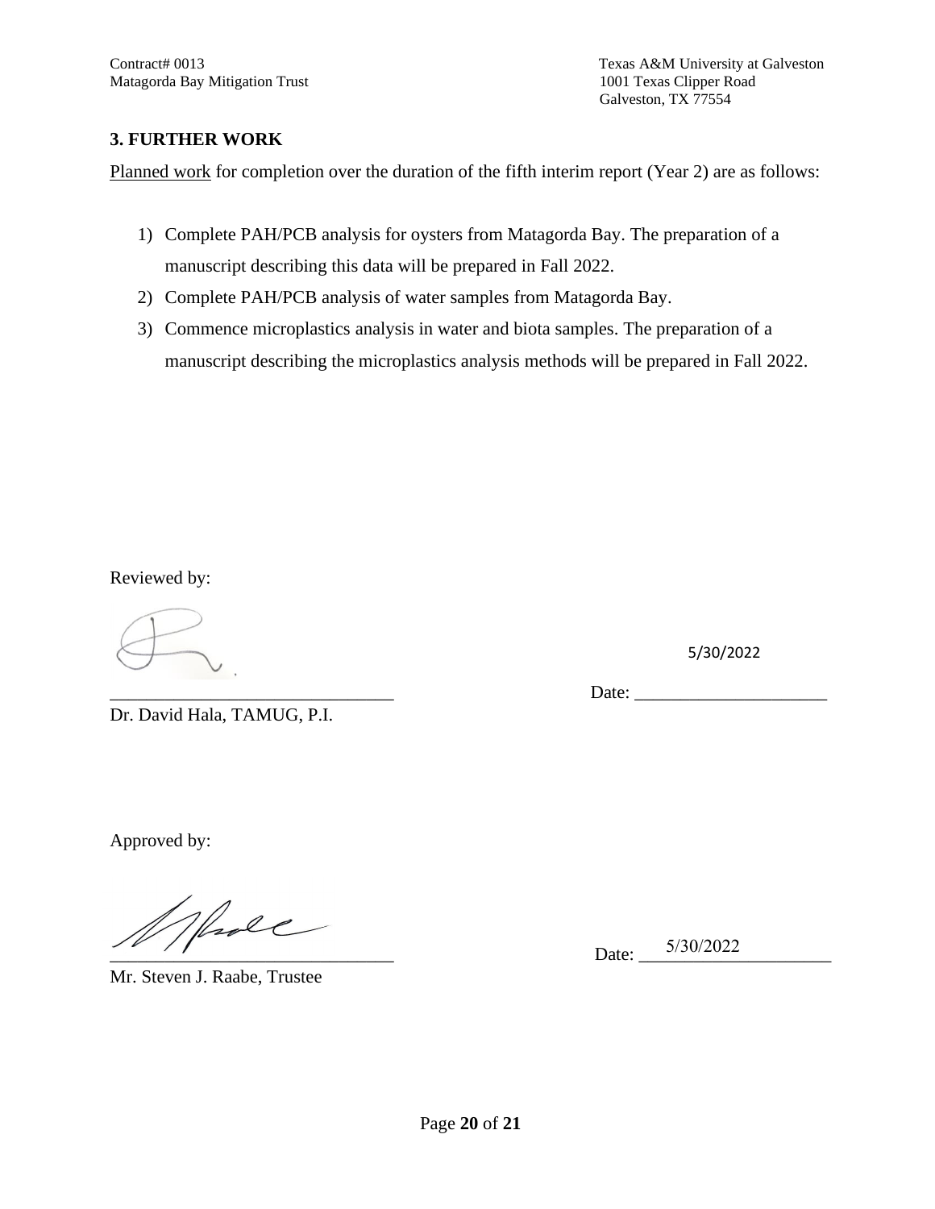## 3. FURTHER WORK

Planned work for completion over the duration of the fifth interim report (Year 2) are as follows:

1) Complete PAH/PCB analysis for oysters from Matagorda Bay. The preparation of a manuscript describing this data will be prepared in Fall 2022.
2) Complete PAH/PCB analysis of water samples from Matagorda Bay.
3) Commence microplastics analysis in water and biota samples. The preparation of a manuscript describing the microplastics analysis methods will be prepared in Fall 2022.

Reviewed by:

_______________________________ Date: 5/30/2022

Dr. David Hala, TAMUG, P.I.

Approved by:

_______________________________ Date: 5/30/2022

Mr. Steven J. Raabe, Trustee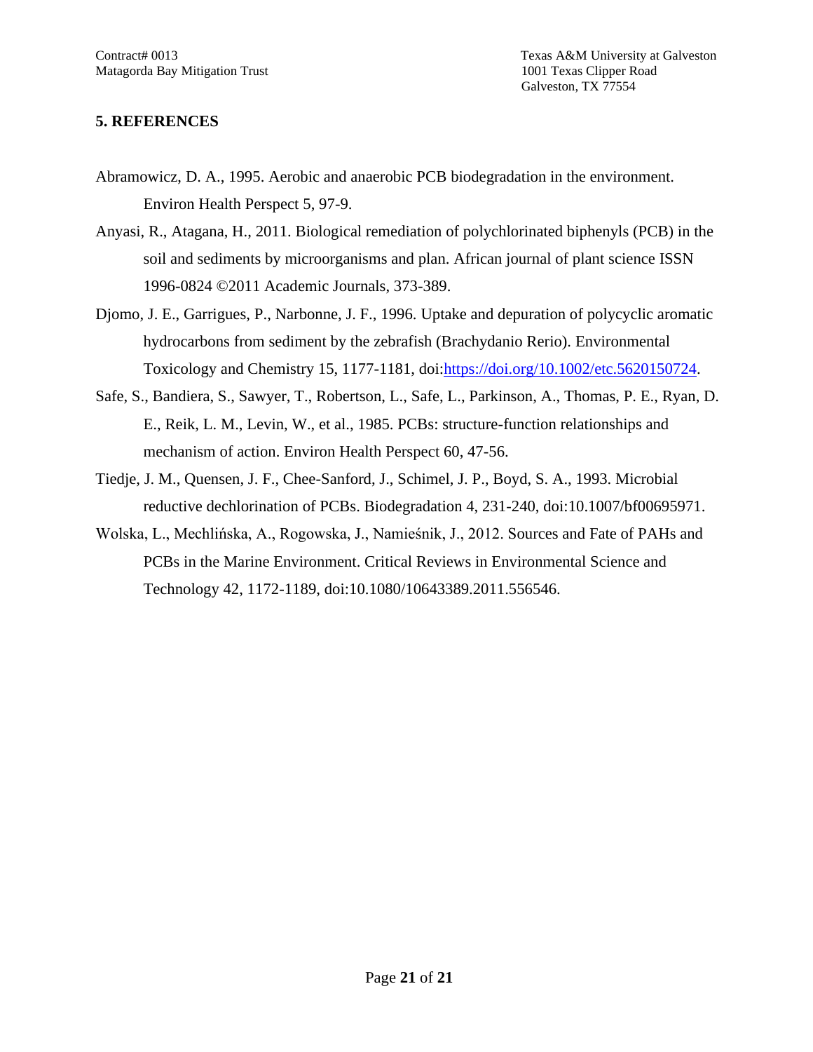## 5. REFERENCES

Abramowicz, D. A., 1995. Aerobic and anaerobic PCB biodegradation in the environment. Environ Health Perspect 5, 97-9.

Anyasi, R., Atagana, H., 2011. Biological remediation of polychlorinated biphenyls (PCB) in the soil and sediments by microorganisms and plan. African journal of plant science ISSN 1996-0824 ©2011 Academic Journals, 373-389.

Djomo, J. E., Garrigues, P., Narbonne, J. F., 1996. Uptake and depuration of polycyclic aromatic hydrocarbons from sediment by the zebrafish (Brachydanio Rerio). Environmental Toxicology and Chemistry 15, 1177-1181, doi:https://doi.org/10.1002/etc.5620150724.

Safe, S., Bandiera, S., Sawyer, T., Robertson, L., Safe, L., Parkinson, A., Thomas, P. E., Ryan, D. E., Reik, L. M., Levin, W., et al., 1985. PCBs: structure-function relationships and mechanism of action. Environ Health Perspect 60, 47-56.

Tiedje, J. M., Quensen, J. F., Chee-Sanford, J., Schimel, J. P., Boyd, S. A., 1993. Microbial reductive dechlorination of PCBs. Biodegradation 4, 231-240, doi:10.1007/bf00695971.

Wolska, L., Mechlińska, A., Rogowska, J., Namieśnik, J., 2012. Sources and Fate of PAHs and PCBs in the Marine Environment. Critical Reviews in Environmental Science and Technology 42, 1172-1189, doi:10.1080/10643389.2011.556546.